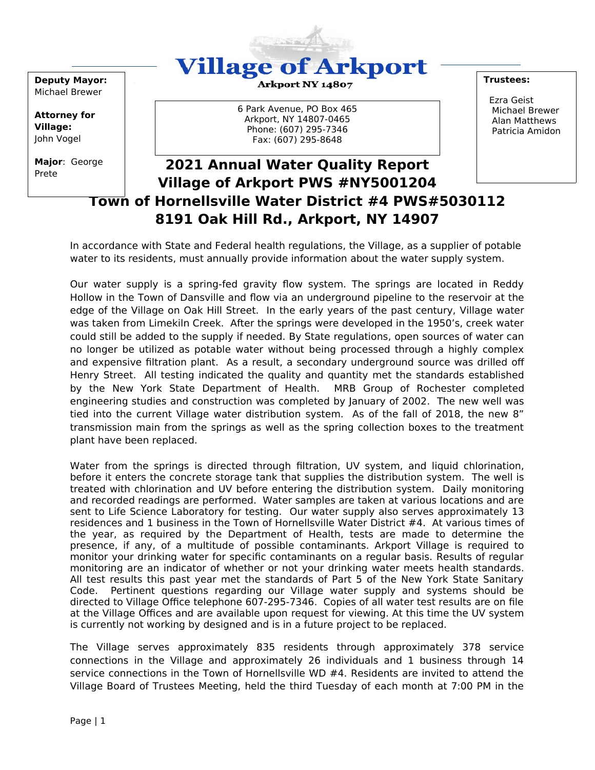# Village of Arkport

**Arkport NY 14807**

**Deputy Mayor:** Michael Brewer

**Attorney for Village:** John Vogel

**Major**: George Prete

6 Park Avenue, PO Box 465
Arkport, NY 14807-0465
Phone: (607) 295-7346
Fax: (607) 295-8648

**Trustees:**

Ezra Geist
Michael Brewer
Alan Matthews
Patricia Amidon

## 2021 Annual Water Quality Report
## Village of Arkport PWS #NY5001204
## Town of Hornellsville Water District #4 PWS#5030112
## 8191 Oak Hill Rd., Arkport, NY 14907

In accordance with State and Federal health regulations, the Village, as a supplier of potable water to its residents, must annually provide information about the water supply system.

Our water supply is a spring-fed gravity flow system. The springs are located in Reddy Hollow in the Town of Dansville and flow via an underground pipeline to the reservoir at the edge of the Village on Oak Hill Street. In the early years of the past century, Village water was taken from Limekiln Creek. After the springs were developed in the 1950's, creek water could still be added to the supply if needed. By State regulations, open sources of water can no longer be utilized as potable water without being processed through a highly complex and expensive filtration plant. As a result, a secondary underground source was drilled off Henry Street. All testing indicated the quality and quantity met the standards established by the New York State Department of Health. MRB Group of Rochester completed engineering studies and construction was completed by January of 2002. The new well was tied into the current Village water distribution system. As of the fall of 2018, the new 8" transmission main from the springs as well as the spring collection boxes to the treatment plant have been replaced.

Water from the springs is directed through filtration, UV system, and liquid chlorination, before it enters the concrete storage tank that supplies the distribution system. The well is treated with chlorination and UV before entering the distribution system. Daily monitoring and recorded readings are performed. Water samples are taken at various locations and are sent to Life Science Laboratory for testing. Our water supply also serves approximately 13 residences and 1 business in the Town of Hornellsville Water District #4. At various times of the year, as required by the Department of Health, tests are made to determine the presence, if any, of a multitude of possible contaminants. Arkport Village is required to monitor your drinking water for specific contaminants on a regular basis. Results of regular monitoring are an indicator of whether or not your drinking water meets health standards. All test results this past year met the standards of Part 5 of the New York State Sanitary Code. Pertinent questions regarding our Village water supply and systems should be directed to Village Office telephone 607-295-7346. Copies of all water test results are on file at the Village Offices and are available upon request for viewing. At this time the UV system is currently not working by designed and is in a future project to be replaced.

The Village serves approximately 835 residents through approximately 378 service connections in the Village and approximately 26 individuals and 1 business through 14 service connections in the Town of Hornellsville WD #4. Residents are invited to attend the Village Board of Trustees Meeting, held the third Tuesday of each month at 7:00 PM in the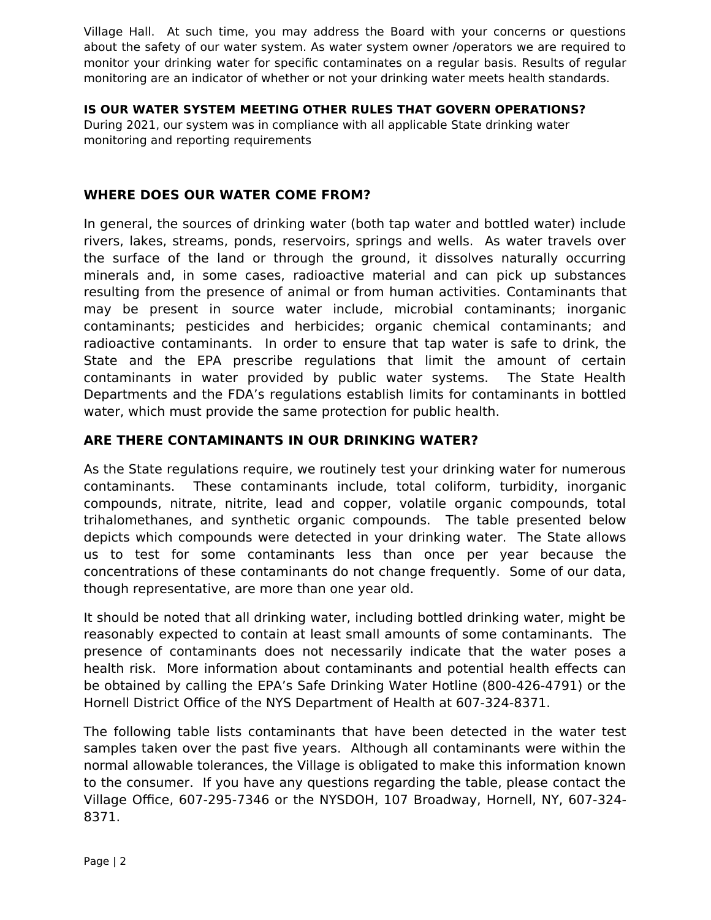Village Hall. At such time, you may address the Board with your concerns or questions about the safety of our water system. As water system owner /operators we are required to monitor your drinking water for specific contaminates on a regular basis. Results of regular monitoring are an indicator of whether or not your drinking water meets health standards.

**IS OUR WATER SYSTEM MEETING OTHER RULES THAT GOVERN OPERATIONS?**

During 2021, our system was in compliance with all applicable State drinking water monitoring and reporting requirements

## WHERE DOES OUR WATER COME FROM?

In general, the sources of drinking water (both tap water and bottled water) include rivers, lakes, streams, ponds, reservoirs, springs and wells. As water travels over the surface of the land or through the ground, it dissolves naturally occurring minerals and, in some cases, radioactive material and can pick up substances resulting from the presence of animal or from human activities. Contaminants that may be present in source water include, microbial contaminants; inorganic contaminants; pesticides and herbicides; organic chemical contaminants; and radioactive contaminants. In order to ensure that tap water is safe to drink, the State and the EPA prescribe regulations that limit the amount of certain contaminants in water provided by public water systems. The State Health Departments and the FDA's regulations establish limits for contaminants in bottled water, which must provide the same protection for public health.

## ARE THERE CONTAMINANTS IN OUR DRINKING WATER?

As the State regulations require, we routinely test your drinking water for numerous contaminants. These contaminants include, total coliform, turbidity, inorganic compounds, nitrate, nitrite, lead and copper, volatile organic compounds, total trihalomethanes, and synthetic organic compounds. The table presented below depicts which compounds were detected in your drinking water. The State allows us to test for some contaminants less than once per year because the concentrations of these contaminants do not change frequently. Some of our data, though representative, are more than one year old.

It should be noted that all drinking water, including bottled drinking water, might be reasonably expected to contain at least small amounts of some contaminants. The presence of contaminants does not necessarily indicate that the water poses a health risk. More information about contaminants and potential health effects can be obtained by calling the EPA's Safe Drinking Water Hotline (800-426-4791) or the Hornell District Office of the NYS Department of Health at 607-324-8371.

The following table lists contaminants that have been detected in the water test samples taken over the past five years. Although all contaminants were within the normal allowable tolerances, the Village is obligated to make this information known to the consumer. If you have any questions regarding the table, please contact the Village Office, 607-295-7346 or the NYSDOH, 107 Broadway, Hornell, NY, 607-324-8371.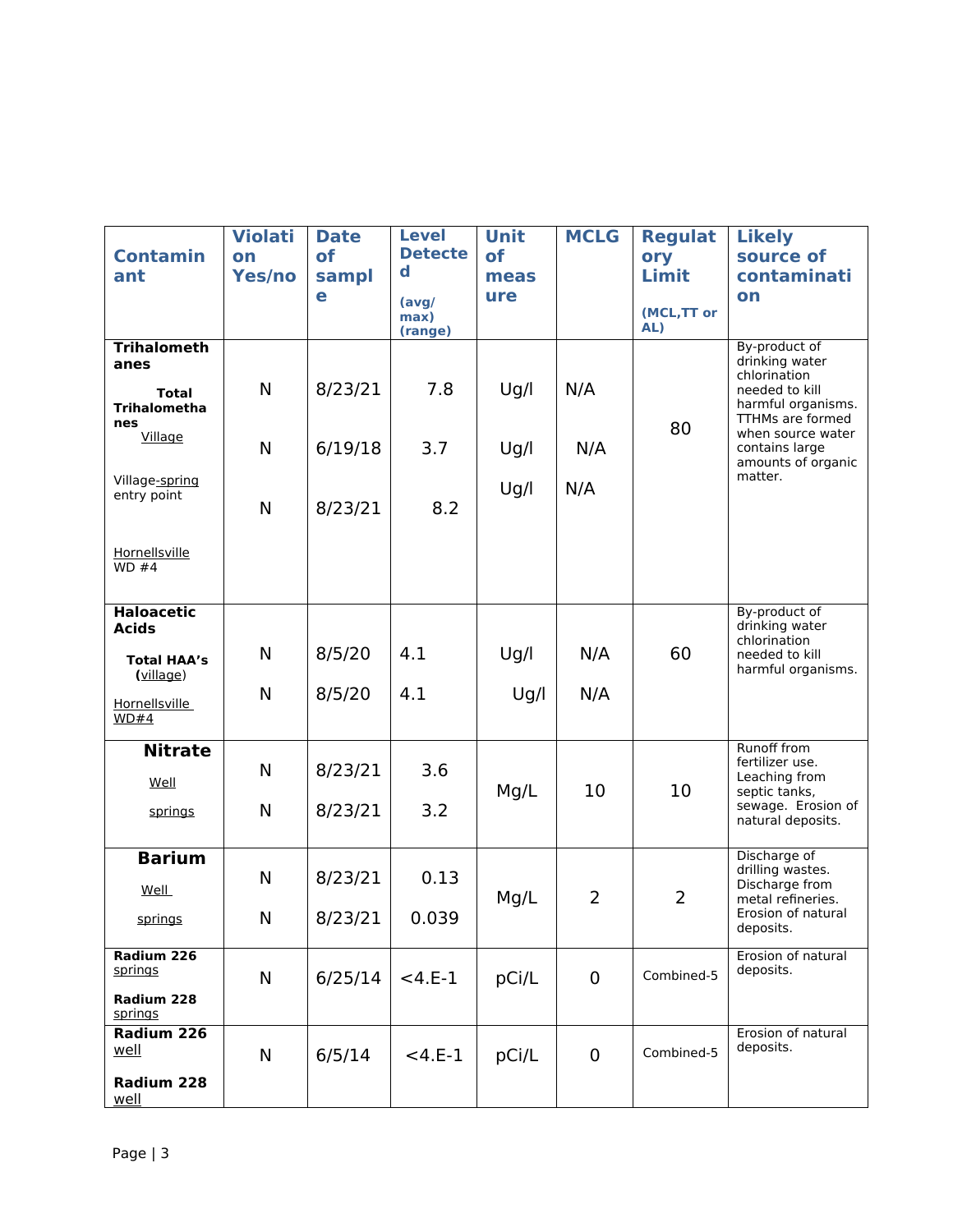| Contaminant | Violation Yes/no | Date of sample | Level Detected (avg/ max) (range) | Unit of measure | MCLG | Regulatory Limit (MCL,TT or AL) | Likely source of contamination |
|---|---|---|---|---|---|---|---|
| **Trihalomethanes** **Total Trihalomethanes** Village | N | 8/23/21 | 7.8 | Ug/l | N/A | 80 | By-product of drinking water chlorination needed to kill harmful organisms. TTHMs are formed when source water contains large amounts of organic matter. |
| Village-spring entry point | N | 6/19/18 | 3.7 | Ug/l | N/A | | |
| Hornellsville WD #4 | N | 8/23/21 | 8.2 | Ug/l | N/A | | |
| **Haloacetic Acids** **Total HAA's** (village) | N | 8/5/20 | 4.1 | Ug/l | N/A | 60 | By-product of drinking water chlorination needed to kill harmful organisms. |
| Hornellsville WD#4 | N | 8/5/20 | 4.1 | Ug/l | N/A | | |
| **Nitrate** Well | N | 8/23/21 | 3.6 | Mg/L | 10 | 10 | Runoff from fertilizer use. Leaching from septic tanks, sewage. Erosion of natural deposits. |
| springs | N | 8/23/21 | 3.2 | | | | |
| **Barium** Well | N | 8/23/21 | 0.13 | Mg/L | 2 | 2 | Discharge of drilling wastes. Discharge from metal refineries. Erosion of natural deposits. |
| springs | N | 8/23/21 | 0.039 | | | | |
| **Radium 226** springs **Radium 228** springs | N | 6/25/14 | <4.E-1 | pCi/L | 0 | Combined-5 | Erosion of natural deposits. |
| **Radium 226** well **Radium 228** well | N | 6/5/14 | <4.E-1 | pCi/L | 0 | Combined-5 | Erosion of natural deposits. |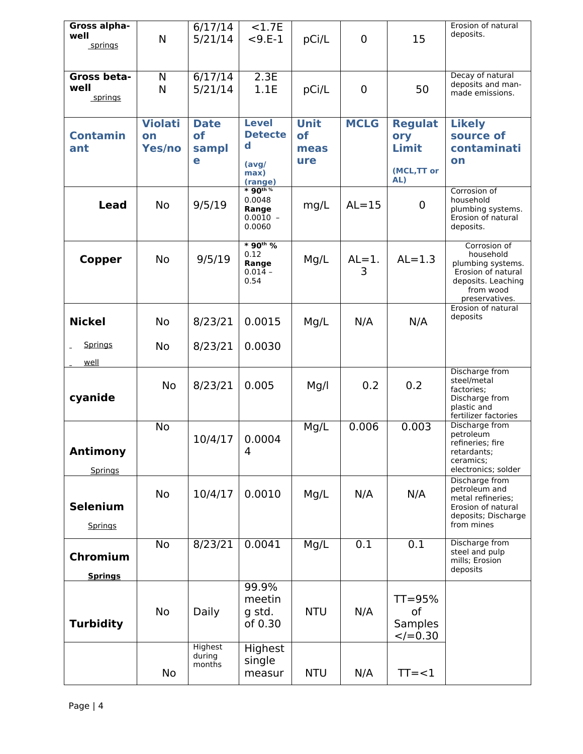| Gross alpha-well springs | N | 6/17/14 5/21/14 | <1.7E <9.E-1 | pCi/L | 0 | 15 | Erosion of natural deposits. |
|---|---|---|---|---|---|---|---|
| Gross beta-well springs | N N | 6/17/14 5/21/14 | 2.3E 1.1E | pCi/L | 0 | 50 | Decay of natural deposits and man-made emissions. |
| **Contaminant** | **Violation Yes/no** | **Date of sample** | **Level Detected (avg/ max) (range)** | **Unit of measure** | **MCLG** | **Regulatory Limit (MCL,TT or AL)** | **Likely source of contamination** |
| **Lead** | No | 9/5/19 | * 90th % 0.0048 **Range** 0.0010 – 0.0060 | mg/L | AL=15 | 0 | Corrosion of household plumbing systems. Erosion of natural deposits. |
| **Copper** | No | 9/5/19 | * 90th % 0.12 **Range** 0.014 – 0.54 | Mg/L | AL=1.3 | AL=1.3 | Corrosion of household plumbing systems. Erosion of natural deposits. Leaching from wood preservatives. |
| **Nickel** Springs well | No No | 8/23/21 8/23/21 | 0.0015 0.0030 | Mg/L | N/A | N/A | Erosion of natural deposits |
| **cyanide** | No | 8/23/21 | 0.005 | Mg/l | 0.2 | 0.2 | Discharge from steel/metal factories; Discharge from plastic and fertilizer factories |
| **Antimony** Springs | No | 10/4/17 | 0.00044 | Mg/L | 0.006 | 0.003 | Discharge from petroleum refineries; fire retardants; ceramics; electronics; solder |
| **Selenium** Springs | No | 10/4/17 | 0.0010 | Mg/L | N/A | N/A | Discharge from petroleum and metal refineries; Erosion of natural deposits; Discharge from mines |
| **Chromium** **Springs** | No | 8/23/21 | 0.0041 | Mg/L | 0.1 | 0.1 | Discharge from steel and pulp mills; Erosion deposits |
| **Turbidity** | No | Daily | 99.9% meeting std. of 0.30 | NTU | N/A | TT=95% of Samples </=0.30 | |
| | No | Highest during months | Highest single measur | NTU | N/A | TT=<1 | |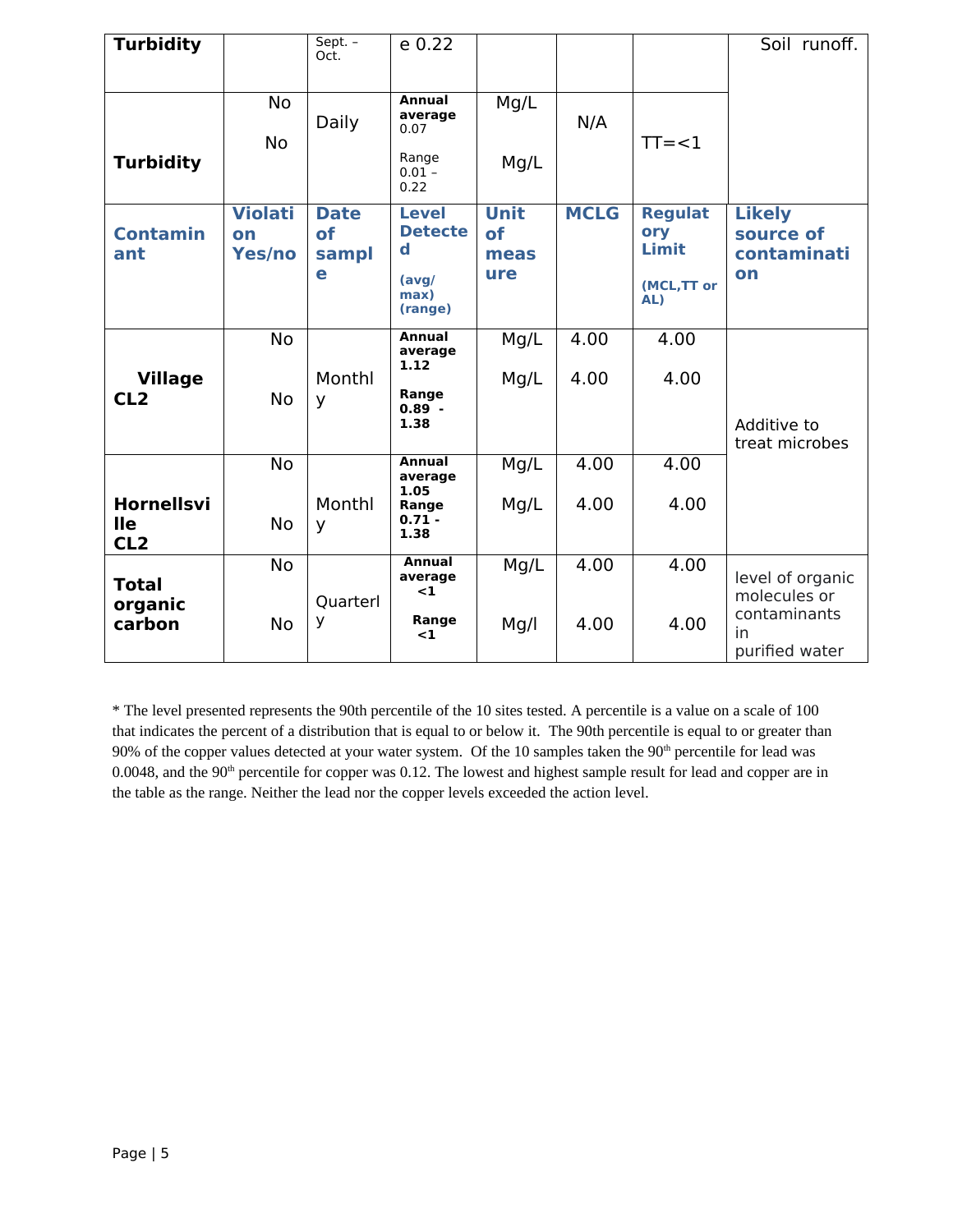| Turbidity | | Sept. – Oct. | e 0.22 | | | | Soil runoff. |
|---|---|---|---|---|---|---|---|
| Turbidity | No<br>No | Daily | **Annual average** 0.07<br>Range 0.01 – 0.22 | Mg/L<br>Mg/L | N/A | TT=<1 | |
| **Contaminant** | **Violation Yes/no** | **Date of sample** | **Level Detected (avg/ max) (range)** | **Unit of measure** | **MCLG** | **Regulatory Limit (MCL,TT or AL)** | **Likely source of contamination** |
| **Village CL2** | No<br>No | Monthly | **Annual average 1.12**<br>**Range 0.89 - 1.38** | Mg/L<br>Mg/L | 4.00<br>4.00 | 4.00<br>4.00 | Additive to treat microbes |
| **Hornellsville CL2** | No<br>No | Monthly | **Annual average 1.05**<br>**Range 0.71 - 1.38** | Mg/L<br>Mg/L | 4.00<br>4.00 | 4.00<br>4.00 | |
| **Total organic carbon** | No<br>No | Quarterly | **Annual average <1**<br>**Range <1** | Mg/L<br>Mg/l | 4.00<br>4.00 | 4.00<br>4.00 | level of organic molecules or contaminants in purified water |

* The level presented represents the 90th percentile of the 10 sites tested. A percentile is a value on a scale of 100 that indicates the percent of a distribution that is equal to or below it. The 90th percentile is equal to or greater than 90% of the copper values detected at your water system. Of the 10 samples taken the 90th percentile for lead was 0.0048, and the 90th percentile for copper was 0.12. The lowest and highest sample result for lead and copper are in the table as the range. Neither the lead nor the copper levels exceeded the action level.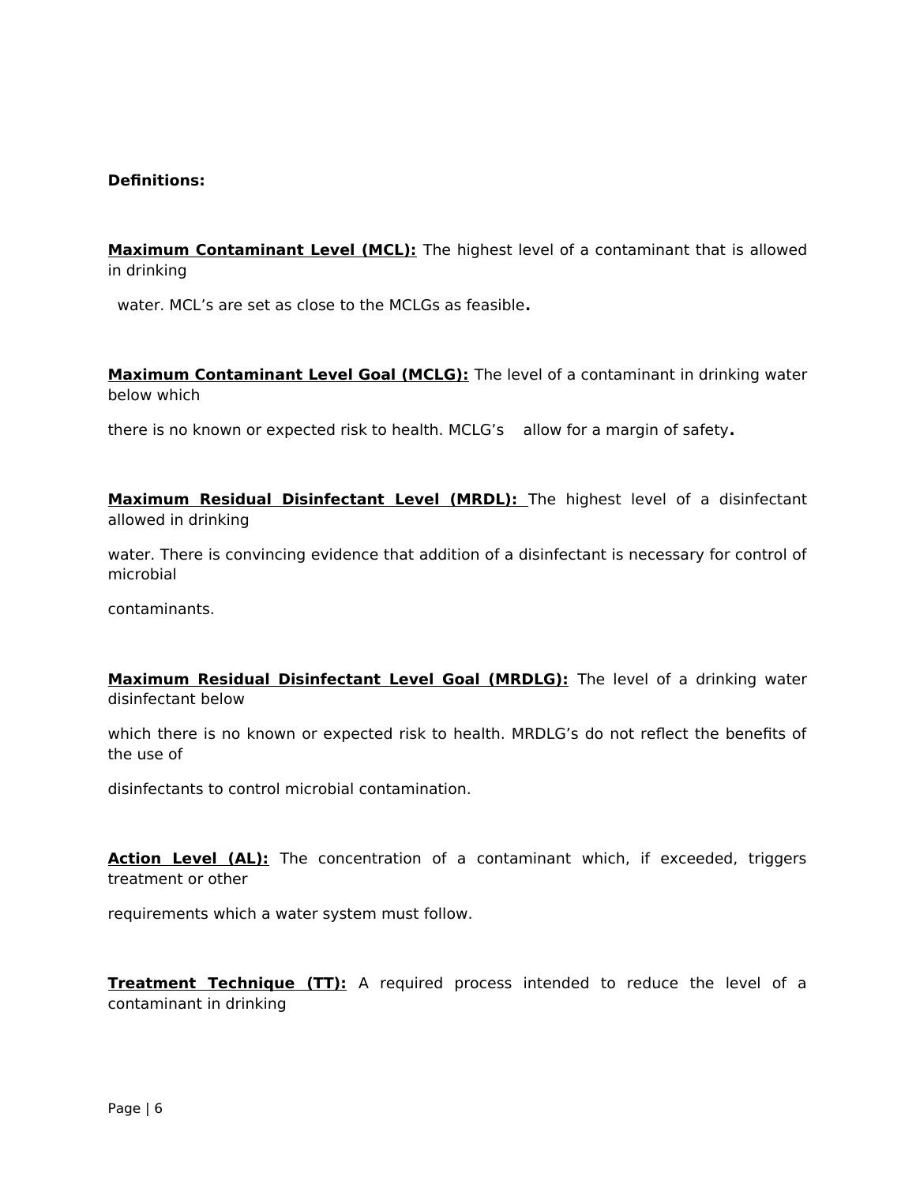**Definitions:**

**Maximum Contaminant Level (MCL):** The highest level of a contaminant that is allowed in drinking water. MCL's are set as close to the MCLGs as feasible**.**

**Maximum Contaminant Level Goal (MCLG):** The level of a contaminant in drinking water below which there is no known or expected risk to health. MCLG's allow for a margin of safety**.**

**Maximum Residual Disinfectant Level (MRDL):** The highest level of a disinfectant allowed in drinking water. There is convincing evidence that addition of a disinfectant is necessary for control of microbial contaminants.

**Maximum Residual Disinfectant Level Goal (MRDLG):** The level of a drinking water disinfectant below which there is no known or expected risk to health. MRDLG's do not reflect the benefits of the use of disinfectants to control microbial contamination.

**Action Level (AL):** The concentration of a contaminant which, if exceeded, triggers treatment or other requirements which a water system must follow.

**Treatment Technique (TT):** A required process intended to reduce the level of a contaminant in drinking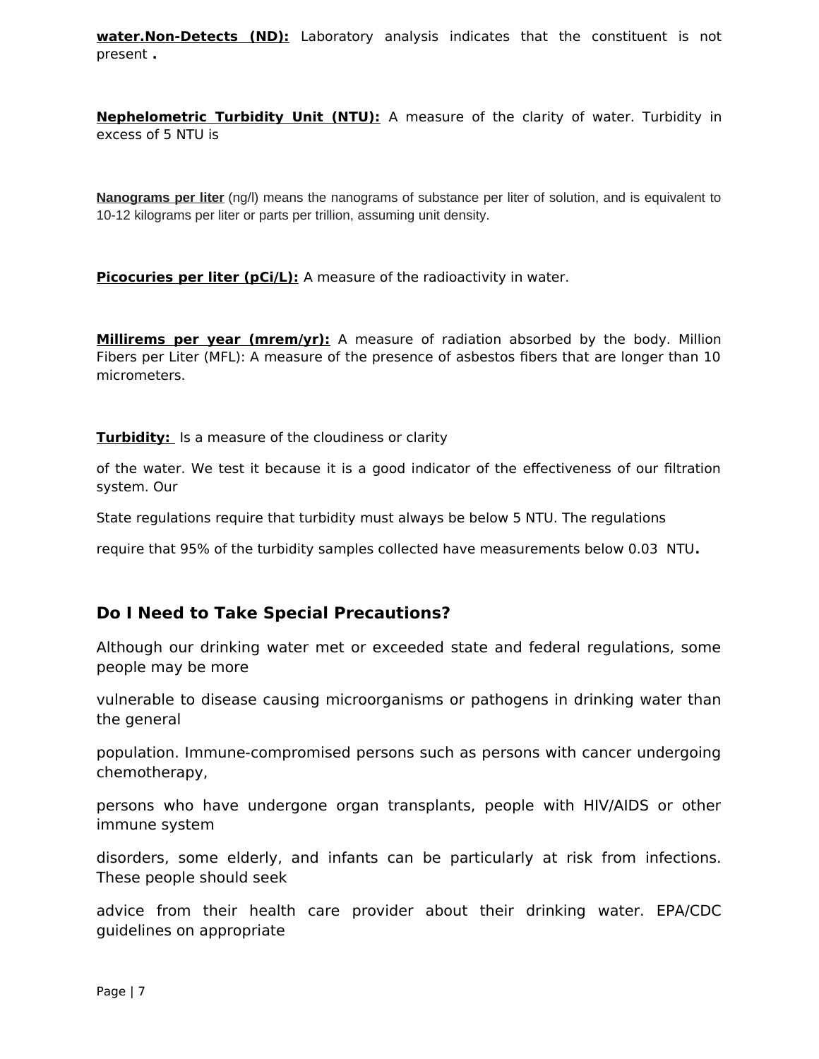**water.Non-Detects (ND):** Laboratory analysis indicates that the constituent is not present **.**

**Nephelometric Turbidity Unit (NTU):** A measure of the clarity of water. Turbidity in excess of 5 NTU is

**Nanograms per liter** (ng/l) means the nanograms of substance per liter of solution, and is equivalent to 10-12 kilograms per liter or parts per trillion, assuming unit density.

**Picocuries per liter (pCi/L):** A measure of the radioactivity in water.

**Millirems per year (mrem/yr):** A measure of radiation absorbed by the body. Million Fibers per Liter (MFL): A measure of the presence of asbestos fibers that are longer than 10 micrometers.

**Turbidity:** Is a measure of the cloudiness or clarity

of the water. We test it because it is a good indicator of the effectiveness of our filtration system. Our

State regulations require that turbidity must always be below 5 NTU. The regulations

require that 95% of the turbidity samples collected have measurements below 0.03 NTU**.**

## Do I Need to Take Special Precautions?

Although our drinking water met or exceeded state and federal regulations, some people may be more

vulnerable to disease causing microorganisms or pathogens in drinking water than the general

population. Immune-compromised persons such as persons with cancer undergoing chemotherapy,

persons who have undergone organ transplants, people with HIV/AIDS or other immune system

disorders, some elderly, and infants can be particularly at risk from infections. These people should seek

advice from their health care provider about their drinking water. EPA/CDC guidelines on appropriate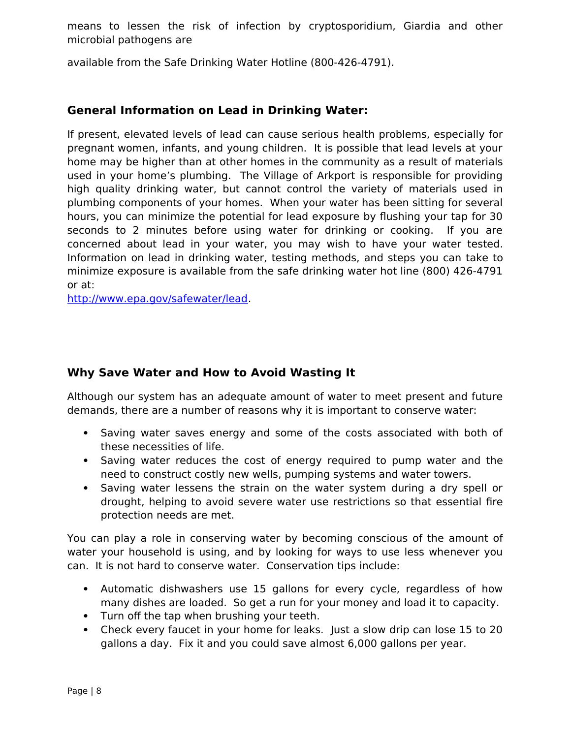means to lessen the risk of infection by cryptosporidium, Giardia and other microbial pathogens are

available from the Safe Drinking Water Hotline (800-426-4791).

### General Information on Lead in Drinking Water:

If present, elevated levels of lead can cause serious health problems, especially for pregnant women, infants, and young children. It is possible that lead levels at your home may be higher than at other homes in the community as a result of materials used in your home's plumbing. The Village of Arkport is responsible for providing high quality drinking water, but cannot control the variety of materials used in plumbing components of your homes. When your water has been sitting for several hours, you can minimize the potential for lead exposure by flushing your tap for 30 seconds to 2 minutes before using water for drinking or cooking. If you are concerned about lead in your water, you may wish to have your water tested. Information on lead in drinking water, testing methods, and steps you can take to minimize exposure is available from the safe drinking water hot line (800) 426-4791 or at:
[http://www.epa.gov/safewater/lead](http://www.epa.gov/safewater/lead).

### Why Save Water and How to Avoid Wasting It

Although our system has an adequate amount of water to meet present and future demands, there are a number of reasons why it is important to conserve water:

- Saving water saves energy and some of the costs associated with both of these necessities of life.
- Saving water reduces the cost of energy required to pump water and the need to construct costly new wells, pumping systems and water towers.
- Saving water lessens the strain on the water system during a dry spell or drought, helping to avoid severe water use restrictions so that essential fire protection needs are met.

You can play a role in conserving water by becoming conscious of the amount of water your household is using, and by looking for ways to use less whenever you can. It is not hard to conserve water. Conservation tips include:

- Automatic dishwashers use 15 gallons for every cycle, regardless of how many dishes are loaded. So get a run for your money and load it to capacity.
- Turn off the tap when brushing your teeth.
- Check every faucet in your home for leaks. Just a slow drip can lose 15 to 20 gallons a day. Fix it and you could save almost 6,000 gallons per year.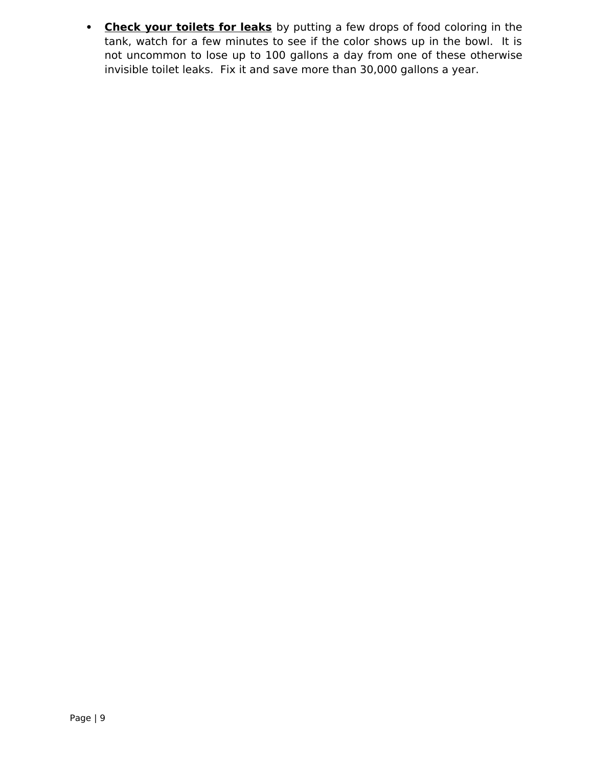- **Check your toilets for leaks** by putting a few drops of food coloring in the tank, watch for a few minutes to see if the color shows up in the bowl. It is not uncommon to lose up to 100 gallons a day from one of these otherwise invisible toilet leaks. Fix it and save more than 30,000 gallons a year.